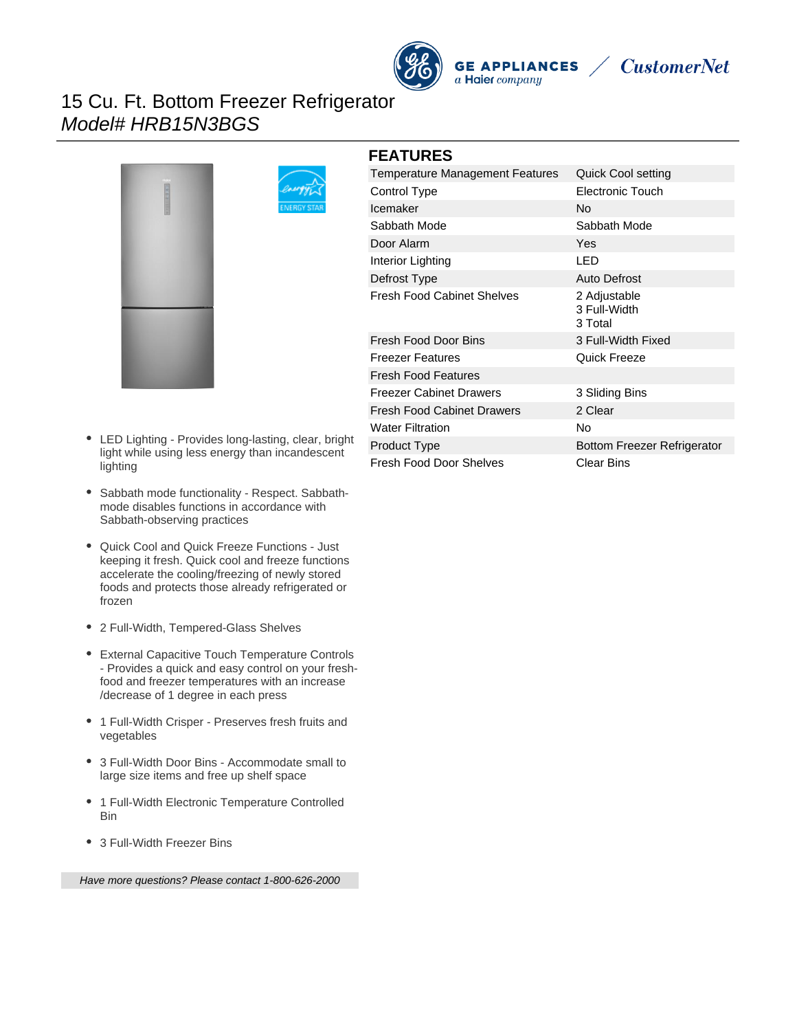# 15 Cu. Ft. Bottom Freezer Refrigerator

*Model# HRB15N3BGS*

- LED Lighting - Provides long-lasting, clear, bright light while using less energy than incandescent lighting
- Sabbath mode functionality - Respect. Sabbath-mode disables functions in accordance with Sabbath-observing practices
- Quick Cool and Quick Freeze Functions - Just keeping it fresh. Quick cool and freeze functions accelerate the cooling/freezing of newly stored foods and protects those already refrigerated or frozen
- 2 Full-Width, Tempered-Glass Shelves
- External Capacitive Touch Temperature Controls - Provides a quick and easy control on your fresh-food and freezer temperatures with an increase /decrease of 1 degree in each press
- 1 Full-Width Crisper - Preserves fresh fruits and vegetables
- 3 Full-Width Door Bins - Accommodate small to large size items and free up shelf space
- 1 Full-Width Electronic Temperature Controlled Bin
- 3 Full-Width Freezer Bins

*Have more questions? Please contact 1-800-626-2000*

## FEATURES

| | |
|---|---|
| Temperature Management Features | Quick Cool setting |
| Control Type | Electronic Touch |
| Icemaker | No |
| Sabbath Mode | Sabbath Mode |
| Door Alarm | Yes |
| Interior Lighting | LED |
| Defrost Type | Auto Defrost |
| Fresh Food Cabinet Shelves | 2 Adjustable<br>3 Full-Width<br>3 Total |
| Fresh Food Door Bins | 3 Full-Width Fixed |
| Freezer Features | Quick Freeze |
| Fresh Food Features | |
| Freezer Cabinet Drawers | 3 Sliding Bins |
| Fresh Food Cabinet Drawers | 2 Clear |
| Water Filtration | No |
| Product Type | Bottom Freezer Refrigerator |
| Fresh Food Door Shelves | Clear Bins |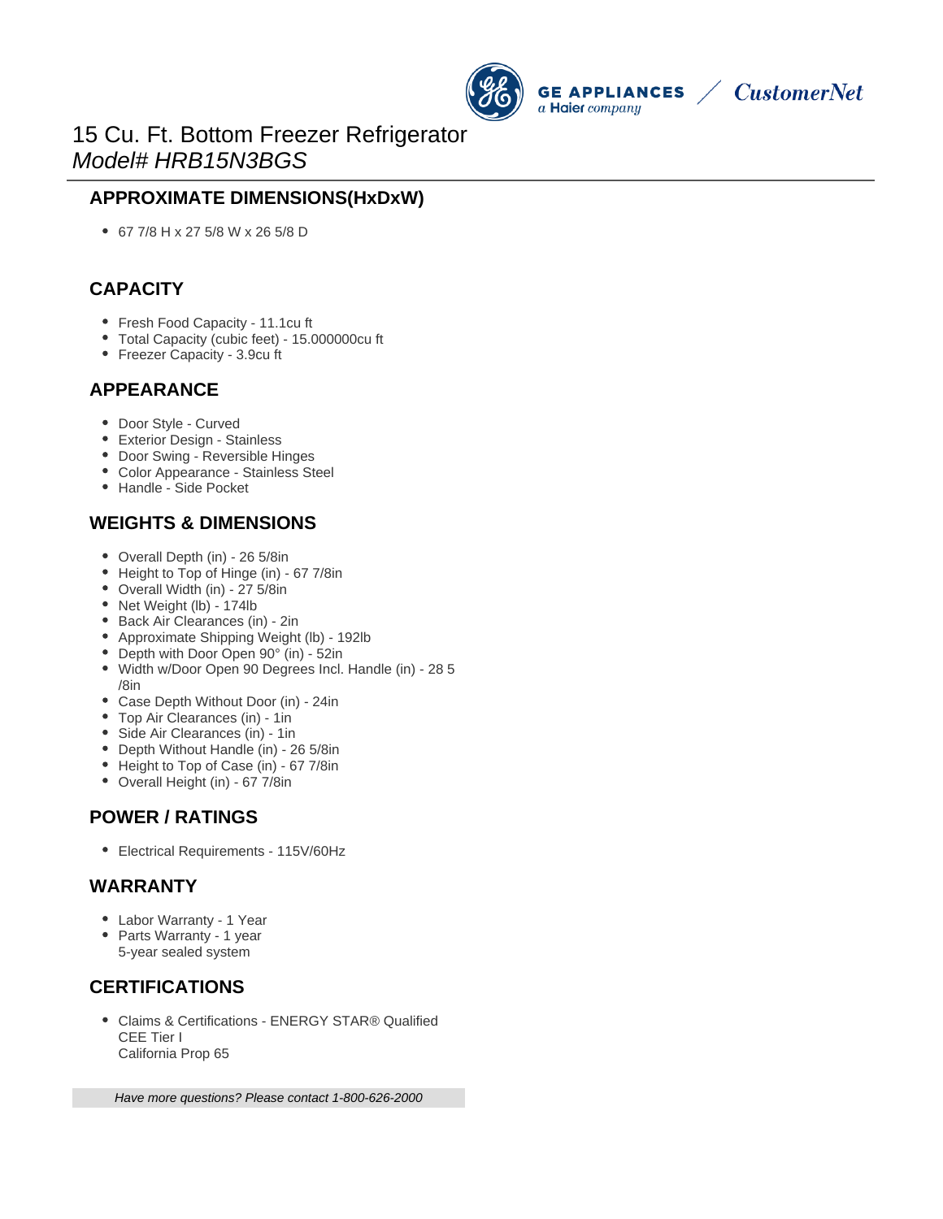# 15 Cu. Ft. Bottom Freezer Refrigerator

*Model# HRB15N3BGS*

## APPROXIMATE DIMENSIONS(HxDxW)

- 67 7/8 H x 27 5/8 W x 26 5/8 D

## CAPACITY

- Fresh Food Capacity - 11.1cu ft
- Total Capacity (cubic feet) - 15.000000cu ft
- Freezer Capacity - 3.9cu ft

## APPEARANCE

- Door Style - Curved
- Exterior Design - Stainless
- Door Swing - Reversible Hinges
- Color Appearance - Stainless Steel
- Handle - Side Pocket

## WEIGHTS & DIMENSIONS

- Overall Depth (in) - 26 5/8in
- Height to Top of Hinge (in) - 67 7/8in
- Overall Width (in) - 27 5/8in
- Net Weight (lb) - 174lb
- Back Air Clearances (in) - 2in
- Approximate Shipping Weight (lb) - 192lb
- Depth with Door Open 90° (in) - 52in
- Width w/Door Open 90 Degrees Incl. Handle (in) - 28 5/8in
- Case Depth Without Door (in) - 24in
- Top Air Clearances (in) - 1in
- Side Air Clearances (in) - 1in
- Depth Without Handle (in) - 26 5/8in
- Height to Top of Case (in) - 67 7/8in
- Overall Height (in) - 67 7/8in

## POWER / RATINGS

- Electrical Requirements - 115V/60Hz

## WARRANTY

- Labor Warranty - 1 Year
- Parts Warranty - 1 year
  5-year sealed system

## CERTIFICATIONS

- Claims & Certifications - ENERGY STAR® Qualified
  CEE Tier I
  California Prop 65

*Have more questions? Please contact 1-800-626-2000*